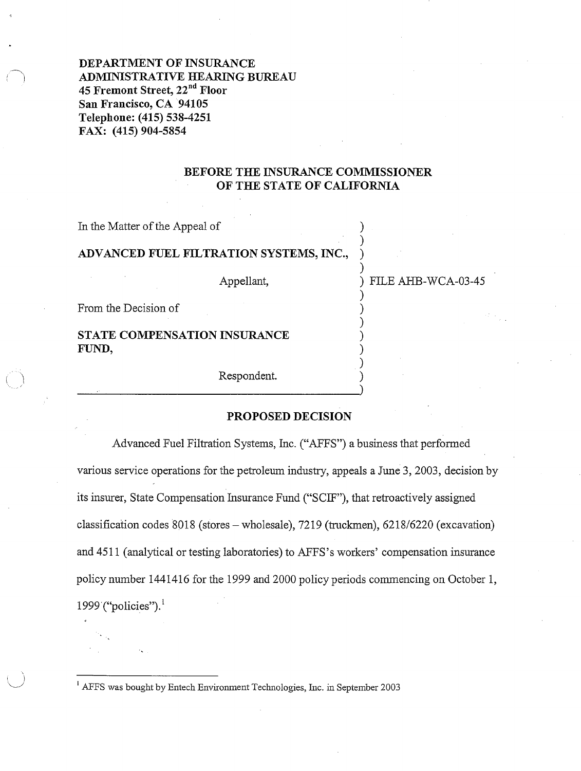**DEPARTMENT OF INSURANCE**
**ADMINISTRATIVE HEARING BUREAU**
**45 Fremont Street, 22nd Floor**
**San Francisco, CA 94105**
**Telephone: (415) 538-4251**
**FAX: (415) 904-5854**

## BEFORE THE INSURANCE COMMISSIONER OF THE STATE OF CALIFORNIA

In the Matter of the Appeal of

**ADVANCED FUEL FILTRATION SYSTEMS, INC.,**

Appellant,

From the Decision of

**STATE COMPENSATION INSURANCE FUND,**

Respondent.

FILE AHB-WCA-03-45

## PROPOSED DECISION

Advanced Fuel Filtration Systems, Inc. ("AFFS") a business that performed various service operations for the petroleum industry, appeals a June 3, 2003, decision by its insurer, State Compensation Insurance Fund ("SCIF"), that retroactively assigned classification codes 8018 (stores – wholesale), 7219 (truckmen), 6218/6220 (excavation) and 4511 (analytical or testing laboratories) to AFFS's workers' compensation insurance policy number 1441416 for the 1999 and 2000 policy periods commencing on October 1, 1999 ("policies").[1]

[1] AFFS was bought by Entech Environment Technologies, Inc. in September 2003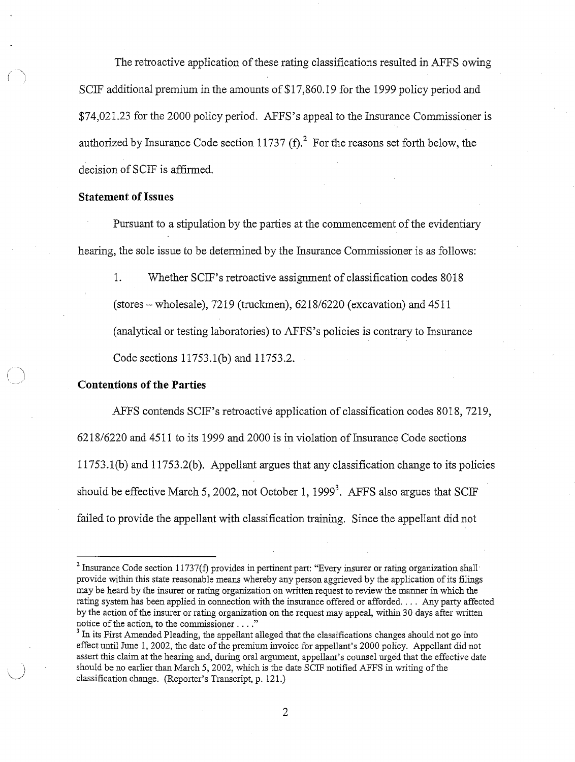The retroactive application of these rating classifications resulted in AFFS owing SCIF additional premium in the amounts of $17,860.19 for the 1999 policy period and $74,021.23 for the 2000 policy period. AFFS's appeal to the Insurance Commissioner is authorized by Insurance Code section 11737 (f).[2] For the reasons set forth below, the decision of SCIF is affirmed.

**Statement of Issues**

Pursuant to a stipulation by the parties at the commencement of the evidentiary hearing, the sole issue to be determined by the Insurance Commissioner is as follows:

1. Whether SCIF's retroactive assignment of classification codes 8018 (stores – wholesale), 7219 (truckmen), 6218/6220 (excavation) and 4511 (analytical or testing laboratories) to AFFS's policies is contrary to Insurance Code sections 11753.1(b) and 11753.2.

**Contentions of the Parties**

AFFS contends SCIF's retroactive application of classification codes 8018, 7219, 6218/6220 and 4511 to its 1999 and 2000 is in violation of Insurance Code sections 11753.1(b) and 11753.2(b). Appellant argues that any classification change to its policies should be effective March 5, 2002, not October 1, 1999[3]. AFFS also argues that SCIF failed to provide the appellant with classification training. Since the appellant did not

---

[2] Insurance Code section 11737(f) provides in pertinent part: "Every insurer or rating organization shall provide within this state reasonable means whereby any person aggrieved by the application of its filings may be heard by the insurer or rating organization on written request to review the manner in which the rating system has been applied in connection with the insurance offered or afforded. . . . Any party affected by the action of the insurer or rating organization on the request may appeal, within 30 days after written notice of the action, to the commissioner . . . ."

[3] In its First Amended Pleading, the appellant alleged that the classifications changes should not go into effect until June 1, 2002, the date of the premium invoice for appellant's 2000 policy. Appellant did not assert this claim at the hearing and, during oral argument, appellant's counsel urged that the effective date should be no earlier than March 5, 2002, which is the date SCIF notified AFFS in writing of the classification change. (Reporter's Transcript, p. 121.)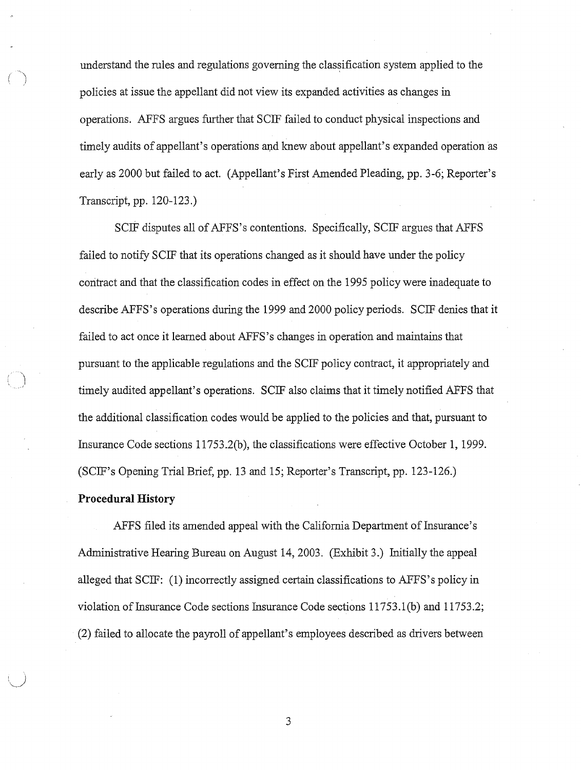understand the rules and regulations governing the classification system applied to the policies at issue the appellant did not view its expanded activities as changes in operations. AFFS argues further that SCIF failed to conduct physical inspections and timely audits of appellant's operations and knew about appellant's expanded operation as early as 2000 but failed to act. (Appellant's First Amended Pleading, pp. 3-6; Reporter's Transcript, pp. 120-123.)

SCIF disputes all of AFFS's contentions. Specifically, SCIF argues that AFFS failed to notify SCIF that its operations changed as it should have under the policy contract and that the classification codes in effect on the 1995 policy were inadequate to describe AFFS's operations during the 1999 and 2000 policy periods. SCIF denies that it failed to act once it learned about AFFS's changes in operation and maintains that pursuant to the applicable regulations and the SCIF policy contract, it appropriately and timely audited appellant's operations. SCIF also claims that it timely notified AFFS that the additional classification codes would be applied to the policies and that, pursuant to Insurance Code sections 11753.2(b), the classifications were effective October 1, 1999. (SCIF's Opening Trial Brief, pp. 13 and 15; Reporter's Transcript, pp. 123-126.)

**Procedural History**

AFFS filed its amended appeal with the California Department of Insurance's Administrative Hearing Bureau on August 14, 2003. (Exhibit 3.) Initially the appeal alleged that SCIF: (1) incorrectly assigned certain classifications to AFFS's policy in violation of Insurance Code sections Insurance Code sections 11753.1(b) and 11753.2; (2) failed to allocate the payroll of appellant's employees described as drivers between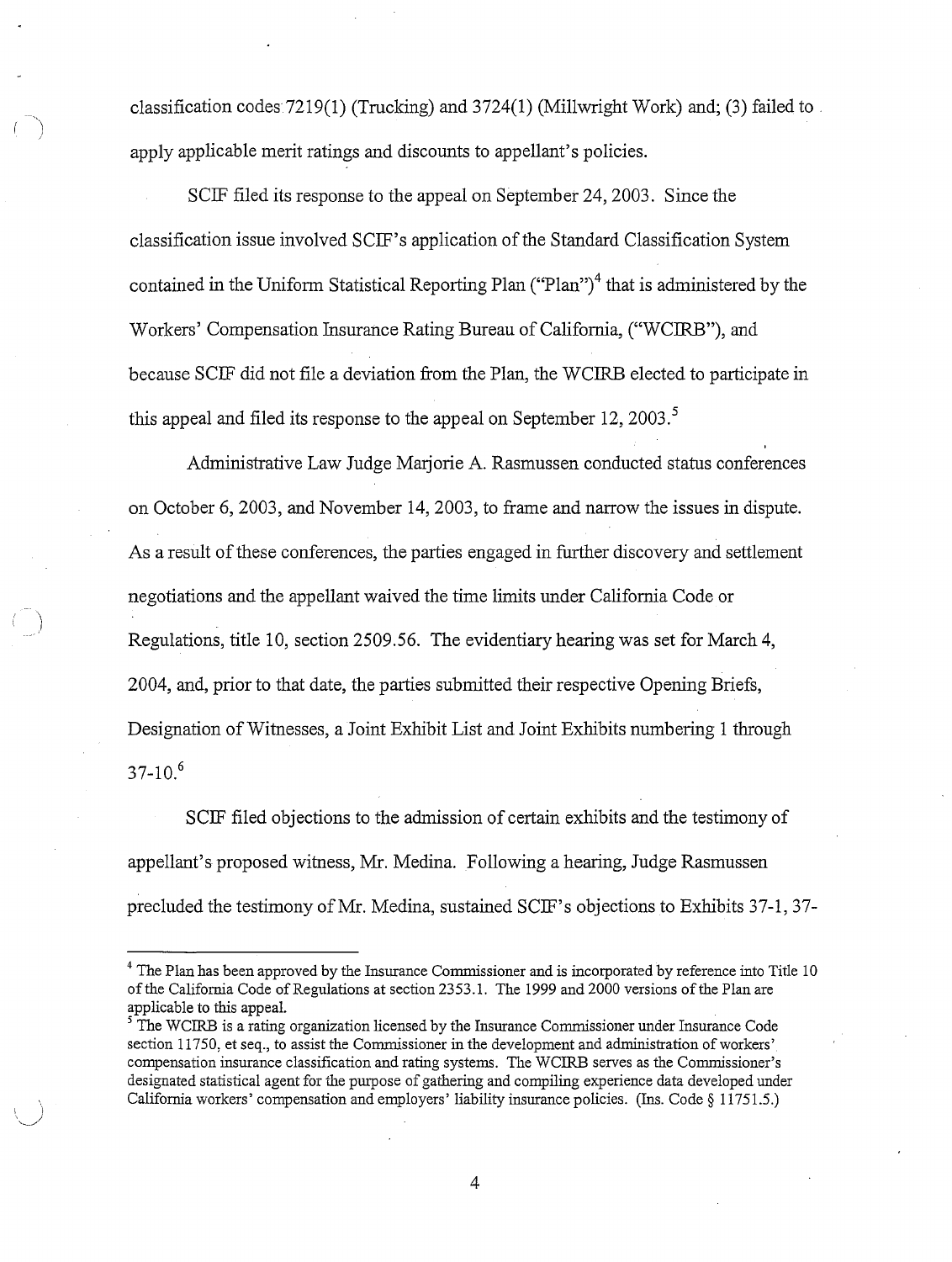classification codes 7219(1) (Trucking) and 3724(1) (Millwright Work) and; (3) failed to apply applicable merit ratings and discounts to appellant's policies.

SCIF filed its response to the appeal on September 24, 2003. Since the classification issue involved SCIF's application of the Standard Classification System contained in the Uniform Statistical Reporting Plan ("Plan")[4] that is administered by the Workers' Compensation Insurance Rating Bureau of California, ("WCIRB"), and because SCIF did not file a deviation from the Plan, the WCIRB elected to participate in this appeal and filed its response to the appeal on September 12, 2003.[5]

Administrative Law Judge Marjorie A. Rasmussen conducted status conferences on October 6, 2003, and November 14, 2003, to frame and narrow the issues in dispute. As a result of these conferences, the parties engaged in further discovery and settlement negotiations and the appellant waived the time limits under California Code or Regulations, title 10, section 2509.56. The evidentiary hearing was set for March 4, 2004, and, prior to that date, the parties submitted their respective Opening Briefs, Designation of Witnesses, a Joint Exhibit List and Joint Exhibits numbering 1 through 37-10.[6]

SCIF filed objections to the admission of certain exhibits and the testimony of appellant's proposed witness, Mr. Medina. Following a hearing, Judge Rasmussen precluded the testimony of Mr. Medina, sustained SCIF's objections to Exhibits 37-1, 37-

---

[4] The Plan has been approved by the Insurance Commissioner and is incorporated by reference into Title 10 of the California Code of Regulations at section 2353.1. The 1999 and 2000 versions of the Plan are applicable to this appeal.

[5] The WCIRB is a rating organization licensed by the Insurance Commissioner under Insurance Code section 11750, et seq., to assist the Commissioner in the development and administration of workers' compensation insurance classification and rating systems. The WCIRB serves as the Commissioner's designated statistical agent for the purpose of gathering and compiling experience data developed under California workers' compensation and employers' liability insurance policies. (Ins. Code § 11751.5.)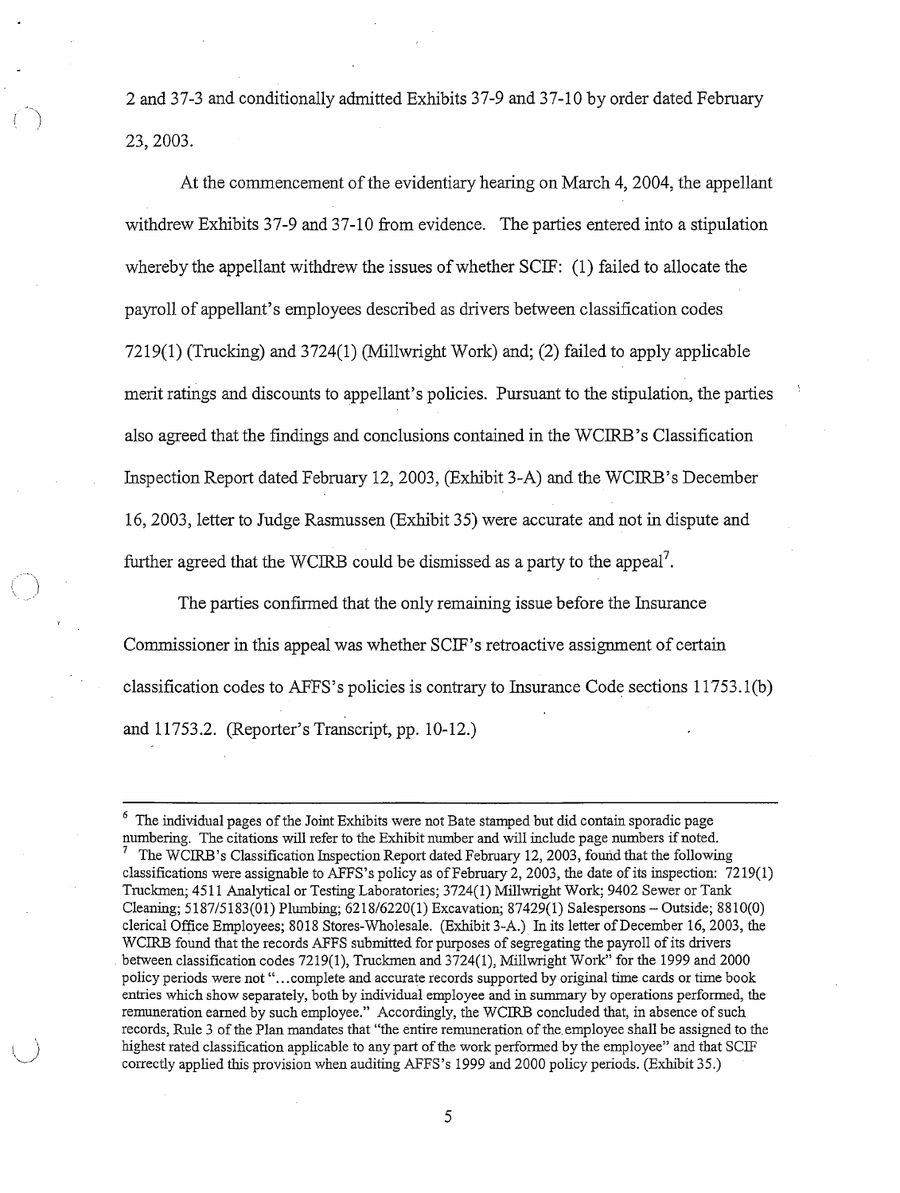2 and 37-3 and conditionally admitted Exhibits 37-9 and 37-10 by order dated February 23, 2003.

At the commencement of the evidentiary hearing on March 4, 2004, the appellant withdrew Exhibits 37-9 and 37-10 from evidence. The parties entered into a stipulation whereby the appellant withdrew the issues of whether SCIF: (1) failed to allocate the payroll of appellant's employees described as drivers between classification codes 7219(1) (Trucking) and 3724(1) (Millwright Work) and; (2) failed to apply applicable merit ratings and discounts to appellant's policies. Pursuant to the stipulation, the parties also agreed that the findings and conclusions contained in the WCIRB's Classification Inspection Report dated February 12, 2003, (Exhibit 3-A) and the WCIRB's December 16, 2003, letter to Judge Rasmussen (Exhibit 35) were accurate and not in dispute and further agreed that the WCIRB could be dismissed as a party to the appeal[7].

The parties confirmed that the only remaining issue before the Insurance Commissioner in this appeal was whether SCIF's retroactive assignment of certain classification codes to AFFS's policies is contrary to Insurance Code sections 11753.1(b) and 11753.2. (Reporter's Transcript, pp. 10-12.)

---

[6] The individual pages of the Joint Exhibits were not Bate stamped but did contain sporadic page numbering. The citations will refer to the Exhibit number and will include page numbers if noted.

[7] The WCIRB's Classification Inspection Report dated February 12, 2003, found that the following classifications were assignable to AFFS's policy as of February 2, 2003, the date of its inspection: 7219(1) Truckmen; 4511 Analytical or Testing Laboratories; 3724(1) Millwright Work; 9402 Sewer or Tank Cleaning; 5187/5183(01) Plumbing; 6218/6220(1) Excavation; 87429(1) Salespersons – Outside; 8810(0) clerical Office Employees; 8018 Stores-Wholesale. (Exhibit 3-A.) In its letter of December 16, 2003, the WCIRB found that the records AFFS submitted for purposes of segregating the payroll of its drivers between classification codes 7219(1), Truckmen and 3724(1), Millwright Work" for the 1999 and 2000 policy periods were not "...complete and accurate records supported by original time cards or time book entries which show separately, both by individual employee and in summary by operations performed, the remuneration earned by such employee." Accordingly, the WCIRB concluded that, in absence of such records, Rule 3 of the Plan mandates that "the entire remuneration of the employee shall be assigned to the highest rated classification applicable to any part of the work performed by the employee" and that SCIF correctly applied this provision when auditing AFFS's 1999 and 2000 policy periods. (Exhibit 35.)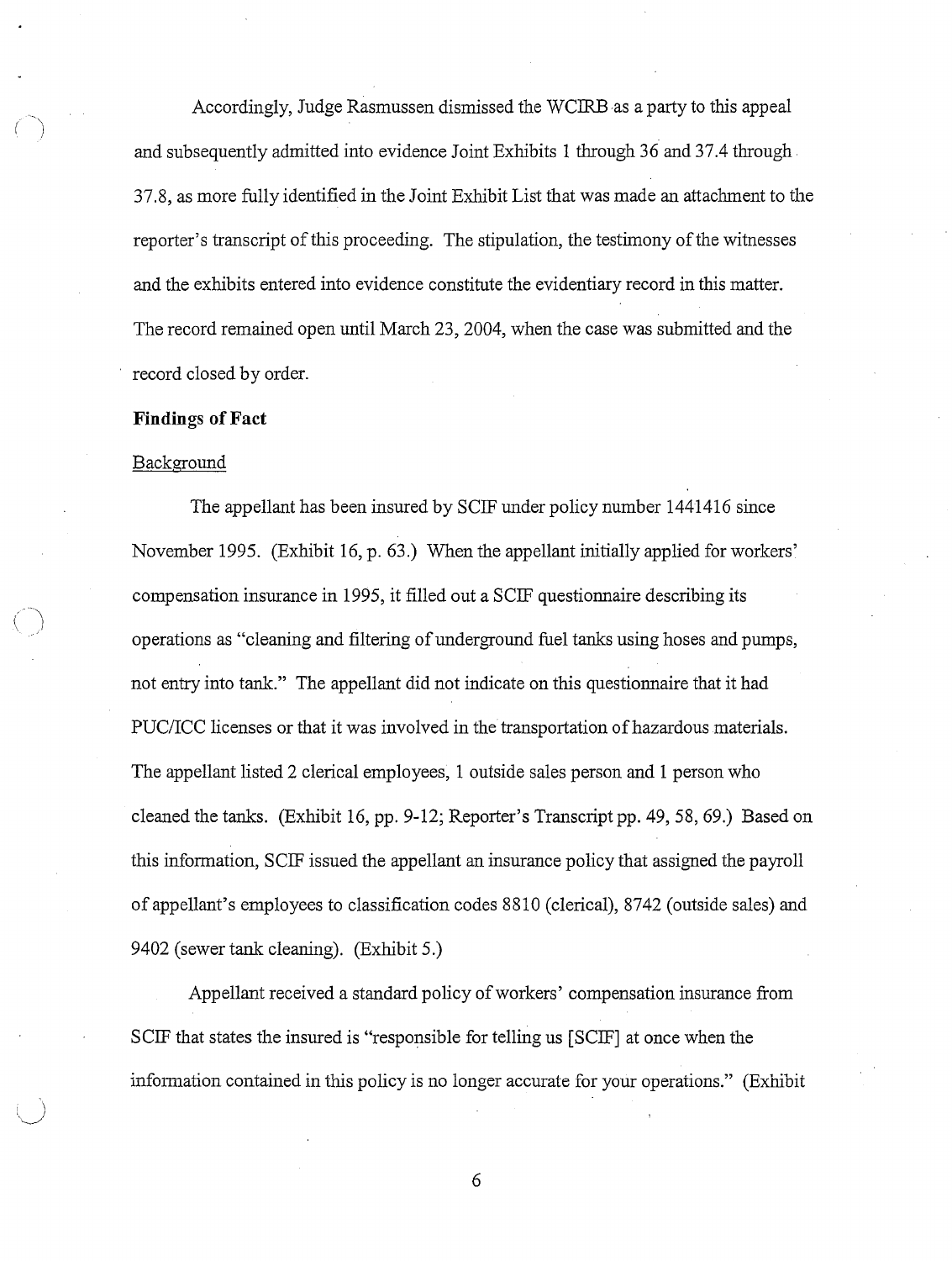Accordingly, Judge Rasmussen dismissed the WCIRB as a party to this appeal and subsequently admitted into evidence Joint Exhibits 1 through 36 and 37.4 through 37.8, as more fully identified in the Joint Exhibit List that was made an attachment to the reporter's transcript of this proceeding. The stipulation, the testimony of the witnesses and the exhibits entered into evidence constitute the evidentiary record in this matter. The record remained open until March 23, 2004, when the case was submitted and the record closed by order.

**Findings of Fact**

Background

The appellant has been insured by SCIF under policy number 1441416 since November 1995. (Exhibit 16, p. 63.) When the appellant initially applied for workers' compensation insurance in 1995, it filled out a SCIF questionnaire describing its operations as "cleaning and filtering of underground fuel tanks using hoses and pumps, not entry into tank." The appellant did not indicate on this questionnaire that it had PUC/ICC licenses or that it was involved in the transportation of hazardous materials. The appellant listed 2 clerical employees, 1 outside sales person and 1 person who cleaned the tanks. (Exhibit 16, pp. 9-12; Reporter's Transcript pp. 49, 58, 69.) Based on this information, SCIF issued the appellant an insurance policy that assigned the payroll of appellant's employees to classification codes 8810 (clerical), 8742 (outside sales) and 9402 (sewer tank cleaning). (Exhibit 5.)

Appellant received a standard policy of workers' compensation insurance from SCIF that states the insured is "responsible for telling us [SCIF] at once when the information contained in this policy is no longer accurate for your operations." (Exhibit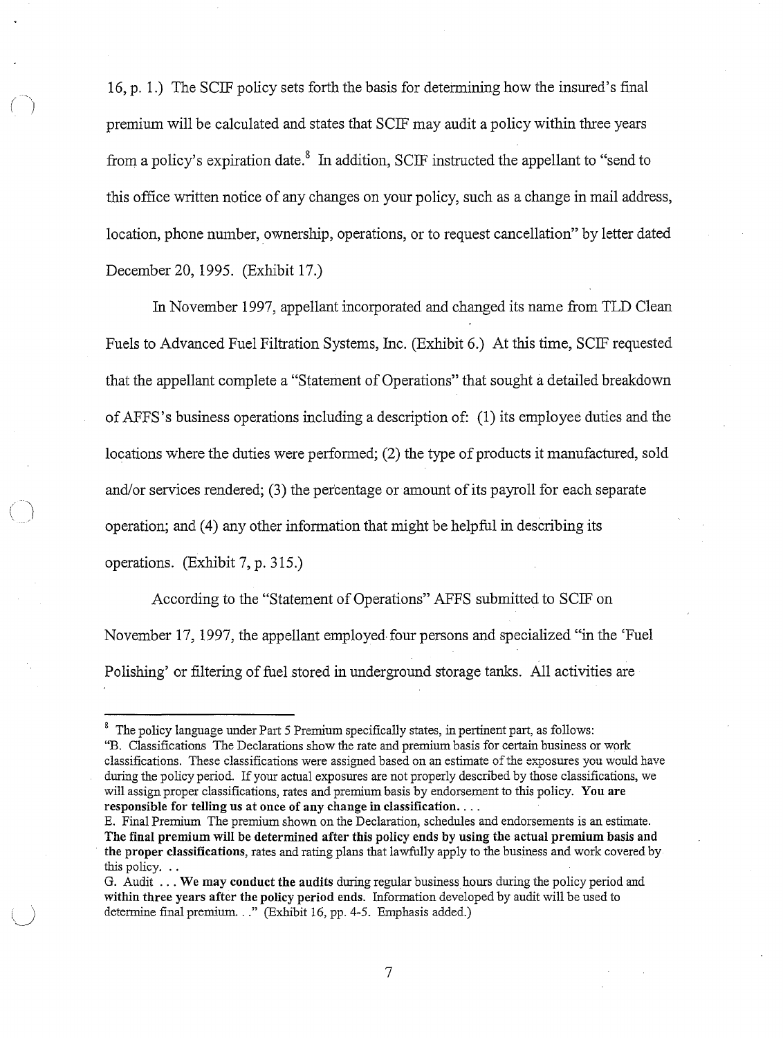16, p. 1.) The SCIF policy sets forth the basis for determining how the insured's final premium will be calculated and states that SCIF may audit a policy within three years from a policy's expiration date.[8] In addition, SCIF instructed the appellant to "send to this office written notice of any changes on your policy, such as a change in mail address, location, phone number, ownership, operations, or to request cancellation" by letter dated December 20, 1995. (Exhibit 17.)

In November 1997, appellant incorporated and changed its name from TLD Clean Fuels to Advanced Fuel Filtration Systems, Inc. (Exhibit 6.) At this time, SCIF requested that the appellant complete a "Statement of Operations" that sought a detailed breakdown of AFFS's business operations including a description of: (1) its employee duties and the locations where the duties were performed; (2) the type of products it manufactured, sold and/or services rendered; (3) the percentage or amount of its payroll for each separate operation; and (4) any other information that might be helpful in describing its operations. (Exhibit 7, p. 315.)

According to the "Statement of Operations" AFFS submitted to SCIF on November 17, 1997, the appellant employed four persons and specialized "in the 'Fuel Polishing' or filtering of fuel stored in underground storage tanks. All activities are

---

[8] The policy language under Part 5 Premium specifically states, in pertinent part, as follows:
"B. Classifications The Declarations show the rate and premium basis for certain business or work classifications. These classifications were assigned based on an estimate of the exposures you would have during the policy period. If your actual exposures are not properly described by those classifications, we will assign proper classifications, rates and premium basis by endorsement to this policy. **You are responsible for telling us at once of any change in classification. . . .**
E. Final Premium The premium shown on the Declaration, schedules and endorsements is an estimate. **The final premium will be determined after this policy ends by using the actual premium basis and the proper classifications**, rates and rating plans that lawfully apply to the business and work covered by this policy. . .
G. Audit . . . **We may conduct the audits** during regular business hours during the policy period and **within three years after the policy period ends.** Information developed by audit will be used to determine final premium. . ." (Exhibit 16, pp. 4-5. Emphasis added.)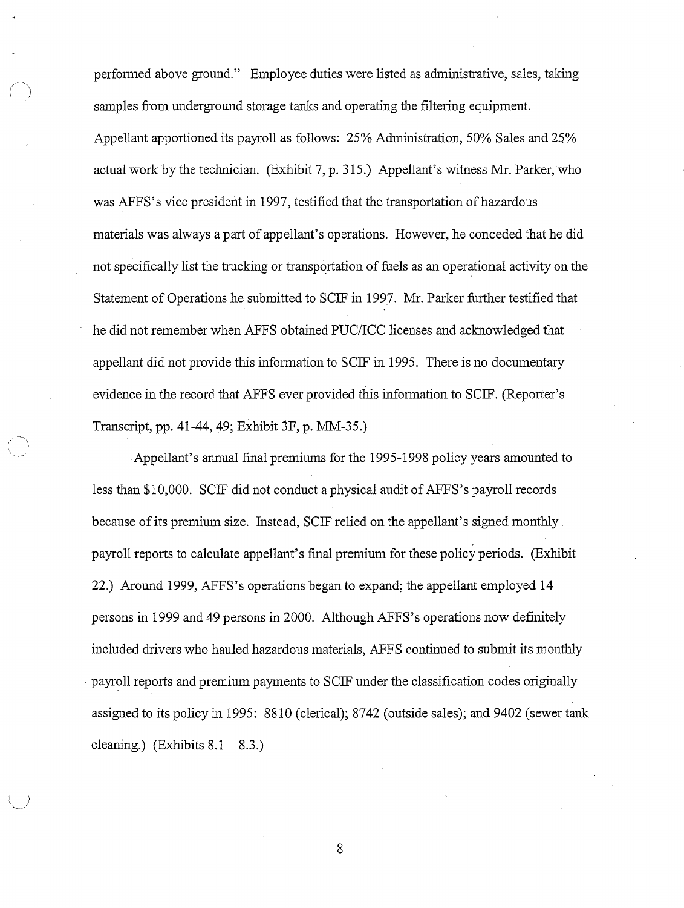performed above ground." Employee duties were listed as administrative, sales, taking samples from underground storage tanks and operating the filtering equipment. Appellant apportioned its payroll as follows: 25% Administration, 50% Sales and 25% actual work by the technician. (Exhibit 7, p. 315.) Appellant's witness Mr. Parker, who was AFFS's vice president in 1997, testified that the transportation of hazardous materials was always a part of appellant's operations. However, he conceded that he did not specifically list the trucking or transportation of fuels as an operational activity on the Statement of Operations he submitted to SCIF in 1997. Mr. Parker further testified that he did not remember when AFFS obtained PUC/ICC licenses and acknowledged that appellant did not provide this information to SCIF in 1995. There is no documentary evidence in the record that AFFS ever provided this information to SCIF. (Reporter's Transcript, pp. 41-44, 49; Exhibit 3F, p. MM-35.)

Appellant's annual final premiums for the 1995-1998 policy years amounted to less than $10,000. SCIF did not conduct a physical audit of AFFS's payroll records because of its premium size. Instead, SCIF relied on the appellant's signed monthly payroll reports to calculate appellant's final premium for these policy periods. (Exhibit 22.) Around 1999, AFFS's operations began to expand; the appellant employed 14 persons in 1999 and 49 persons in 2000. Although AFFS's operations now definitely included drivers who hauled hazardous materials, AFFS continued to submit its monthly payroll reports and premium payments to SCIF under the classification codes originally assigned to its policy in 1995: 8810 (clerical); 8742 (outside sales); and 9402 (sewer tank cleaning.) (Exhibits 8.1 – 8.3.)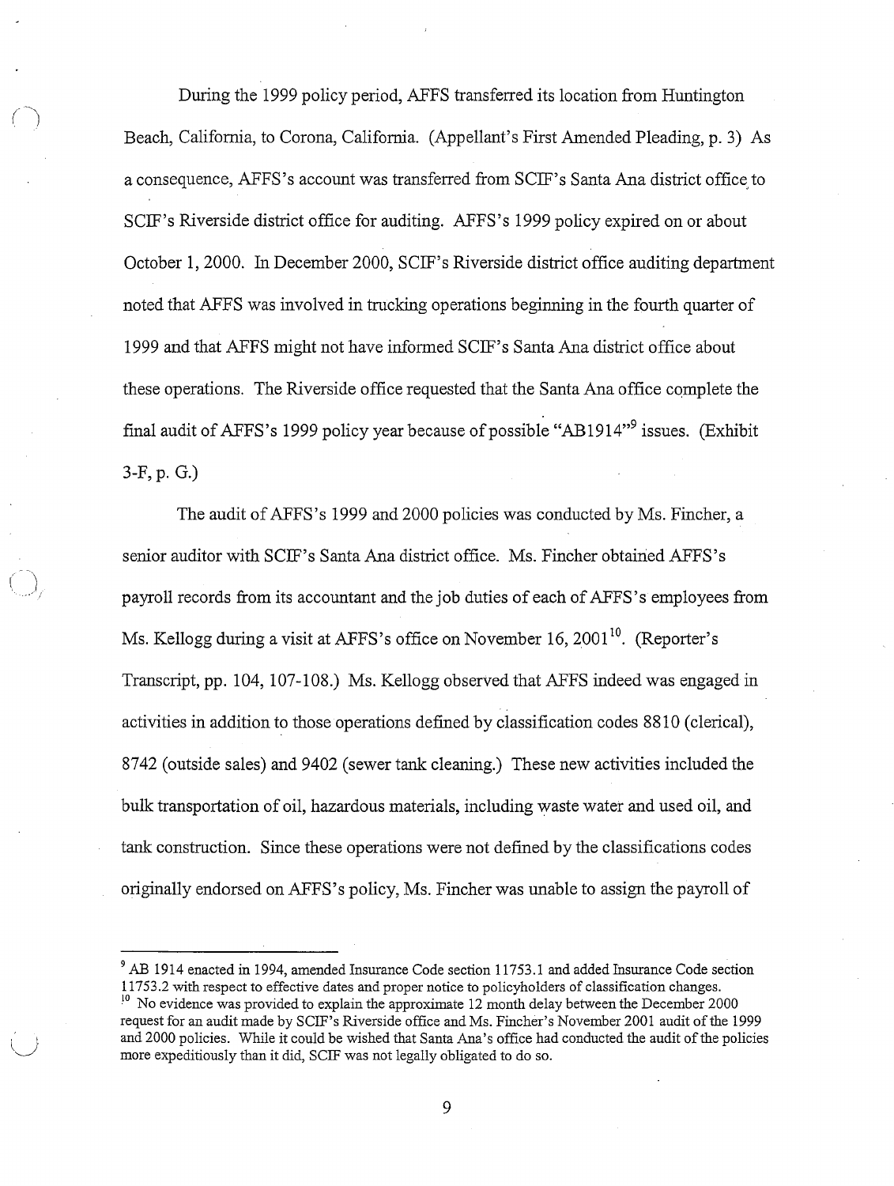During the 1999 policy period, AFFS transferred its location from Huntington Beach, California, to Corona, California. (Appellant's First Amended Pleading, p. 3) As a consequence, AFFS's account was transferred from SCIF's Santa Ana district office to SCIF's Riverside district office for auditing. AFFS's 1999 policy expired on or about October 1, 2000. In December 2000, SCIF's Riverside district office auditing department noted that AFFS was involved in trucking operations beginning in the fourth quarter of 1999 and that AFFS might not have informed SCIF's Santa Ana district office about these operations. The Riverside office requested that the Santa Ana office complete the final audit of AFFS's 1999 policy year because of possible "AB1914"[9] issues. (Exhibit 3-F, p. G.)

The audit of AFFS's 1999 and 2000 policies was conducted by Ms. Fincher, a senior auditor with SCIF's Santa Ana district office. Ms. Fincher obtained AFFS's payroll records from its accountant and the job duties of each of AFFS's employees from Ms. Kellogg during a visit at AFFS's office on November 16, 2001[10]. (Reporter's Transcript, pp. 104, 107-108.) Ms. Kellogg observed that AFFS indeed was engaged in activities in addition to those operations defined by classification codes 8810 (clerical), 8742 (outside sales) and 9402 (sewer tank cleaning.) These new activities included the bulk transportation of oil, hazardous materials, including waste water and used oil, and tank construction. Since these operations were not defined by the classifications codes originally endorsed on AFFS's policy, Ms. Fincher was unable to assign the payroll of

---

[9] AB 1914 enacted in 1994, amended Insurance Code section 11753.1 and added Insurance Code section 11753.2 with respect to effective dates and proper notice to policyholders of classification changes.

[10] No evidence was provided to explain the approximate 12 month delay between the December 2000 request for an audit made by SCIF's Riverside office and Ms. Fincher's November 2001 audit of the 1999 and 2000 policies. While it could be wished that Santa Ana's office had conducted the audit of the policies more expeditiously than it did, SCIF was not legally obligated to do so.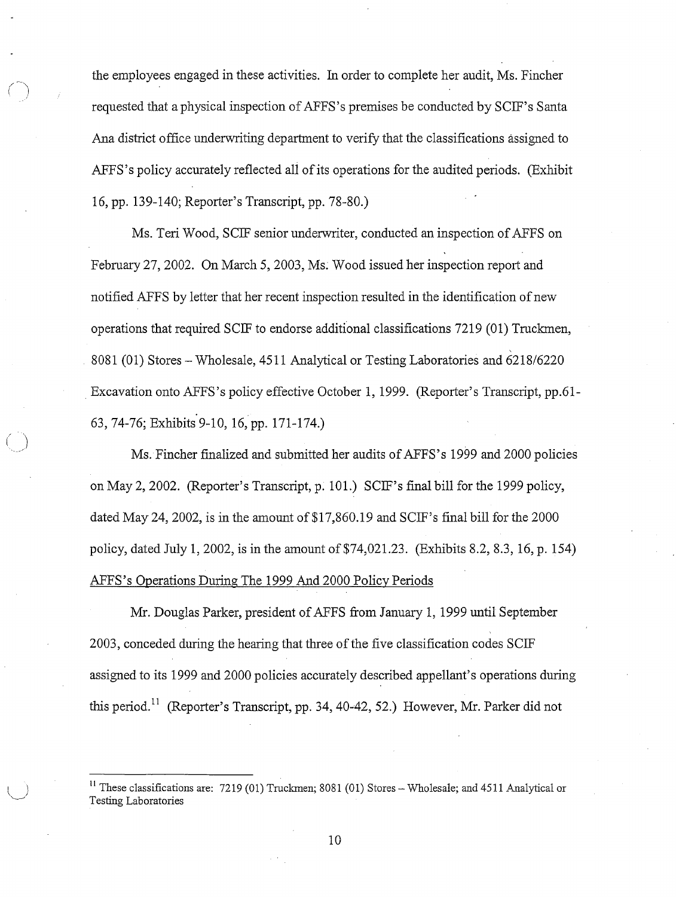the employees engaged in these activities. In order to complete her audit, Ms. Fincher requested that a physical inspection of AFFS's premises be conducted by SCIF's Santa Ana district office underwriting department to verify that the classifications assigned to AFFS's policy accurately reflected all of its operations for the audited periods. (Exhibit 16, pp. 139-140; Reporter's Transcript, pp. 78-80.)

Ms. Teri Wood, SCIF senior underwriter, conducted an inspection of AFFS on February 27, 2002. On March 5, 2003, Ms. Wood issued her inspection report and notified AFFS by letter that her recent inspection resulted in the identification of new operations that required SCIF to endorse additional classifications 7219 (01) Truckmen, 8081 (01) Stores – Wholesale, 4511 Analytical or Testing Laboratories and 6218/6220 Excavation onto AFFS's policy effective October 1, 1999. (Reporter's Transcript, pp.61-63, 74-76; Exhibits 9-10, 16, pp. 171-174.)

Ms. Fincher finalized and submitted her audits of AFFS's 1999 and 2000 policies on May 2, 2002. (Reporter's Transcript, p. 101.) SCIF's final bill for the 1999 policy, dated May 24, 2002, is in the amount of $17,860.19 and SCIF's final bill for the 2000 policy, dated July 1, 2002, is in the amount of $74,021.23. (Exhibits 8.2, 8.3, 16, p. 154)

<u>AFFS's Operations During The 1999 And 2000 Policy Periods</u>

Mr. Douglas Parker, president of AFFS from January 1, 1999 until September 2003, conceded during the hearing that three of the five classification codes SCIF assigned to its 1999 and 2000 policies accurately described appellant's operations during this period.[11] (Reporter's Transcript, pp. 34, 40-42, 52.) However, Mr. Parker did not

---

[11] These classifications are: 7219 (01) Truckmen; 8081 (01) Stores – Wholesale; and 4511 Analytical or Testing Laboratories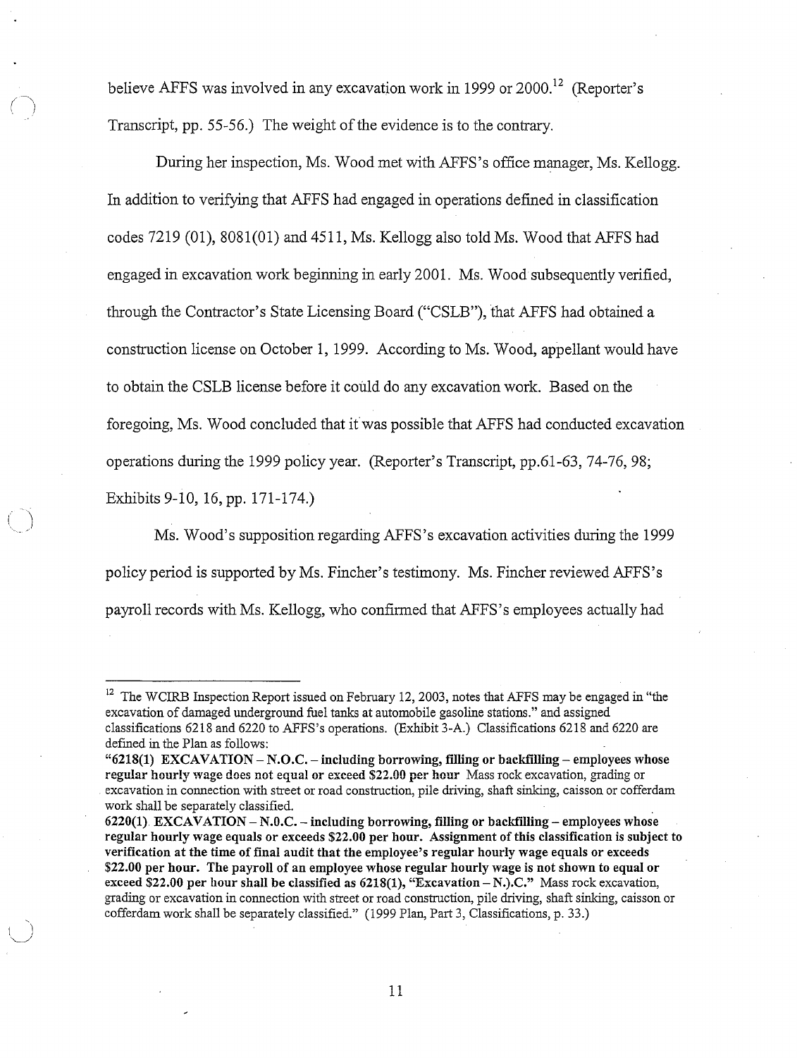believe AFFS was involved in any excavation work in 1999 or 2000.[12] (Reporter's Transcript, pp. 55-56.) The weight of the evidence is to the contrary.

During her inspection, Ms. Wood met with AFFS's office manager, Ms. Kellogg. In addition to verifying that AFFS had engaged in operations defined in classification codes 7219 (01), 8081(01) and 4511, Ms. Kellogg also told Ms. Wood that AFFS had engaged in excavation work beginning in early 2001. Ms. Wood subsequently verified, through the Contractor's State Licensing Board ("CSLB"), that AFFS had obtained a construction license on October 1, 1999. According to Ms. Wood, appellant would have to obtain the CSLB license before it could do any excavation work. Based on the foregoing, Ms. Wood concluded that it was possible that AFFS had conducted excavation operations during the 1999 policy year. (Reporter's Transcript, pp.61-63, 74-76, 98; Exhibits 9-10, 16, pp. 171-174.)

Ms. Wood's supposition regarding AFFS's excavation activities during the 1999 policy period is supported by Ms. Fincher's testimony. Ms. Fincher reviewed AFFS's payroll records with Ms. Kellogg, who confirmed that AFFS's employees actually had

---

[12] The WCIRB Inspection Report issued on February 12, 2003, notes that AFFS may be engaged in "the excavation of damaged underground fuel tanks at automobile gasoline stations." and assigned classifications 6218 and 6220 to AFFS's operations. (Exhibit 3-A.) Classifications 6218 and 6220 are defined in the Plan as follows:

"**6218(1) EXCAVATION – N.O.C. – including borrowing, filling or backfilling – employees whose regular hourly wage does not equal or exceed $22.00 per hour** Mass rock excavation, grading or excavation in connection with street or road construction, pile driving, shaft sinking, caisson or cofferdam work shall be separately classified.

**6220(1) EXCAVATION – N.O.C. – including borrowing, filling or backfilling – employees whose regular hourly wage equals or exceeds $22.00 per hour. Assignment of this classification is subject to verification at the time of final audit that the employee's regular hourly wage equals or exceeds $22.00 per hour. The payroll of an employee whose regular hourly wage is not shown to equal or exceed $22.00 per hour shall be classified as 6218(1), "Excavation – N.).C."** Mass rock excavation, grading or excavation in connection with street or road construction, pile driving, shaft sinking, caisson or cofferdam work shall be separately classified." (1999 Plan, Part 3, Classifications, p. 33.)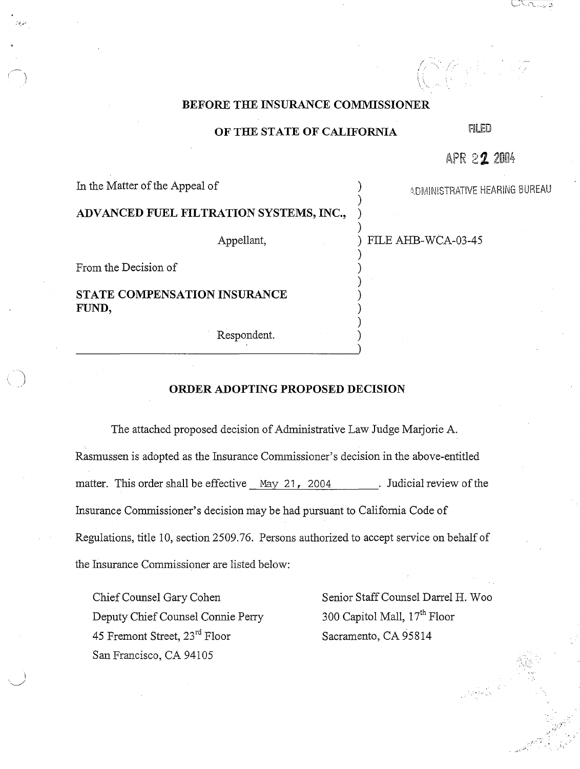**BEFORE THE INSURANCE COMMISSIONER**

**OF THE STATE OF CALIFORNIA**

FILED

APR 22 2004

ADMINISTRATIVE HEARING BUREAU

In the Matter of the Appeal of

**ADVANCED FUEL FILTRATION SYSTEMS, INC.,**

Appellant,

From the Decision of

**STATE COMPENSATION INSURANCE FUND,**

Respondent.

FILE AHB-WCA-03-45

**ORDER ADOPTING PROPOSED DECISION**

The attached proposed decision of Administrative Law Judge Marjorie A. Rasmussen is adopted as the Insurance Commissioner's decision in the above-entitled matter. This order shall be effective May 21, 2004. Judicial review of the Insurance Commissioner's decision may be had pursuant to California Code of Regulations, title 10, section 2509.76. Persons authorized to accept service on behalf of the Insurance Commissioner are listed below:

Chief Counsel Gary Cohen
Deputy Chief Counsel Connie Perry
45 Fremont Street, 23rd Floor
San Francisco, CA 94105

Senior Staff Counsel Darrel H. Woo
300 Capitol Mall, 17th Floor
Sacramento, CA 95814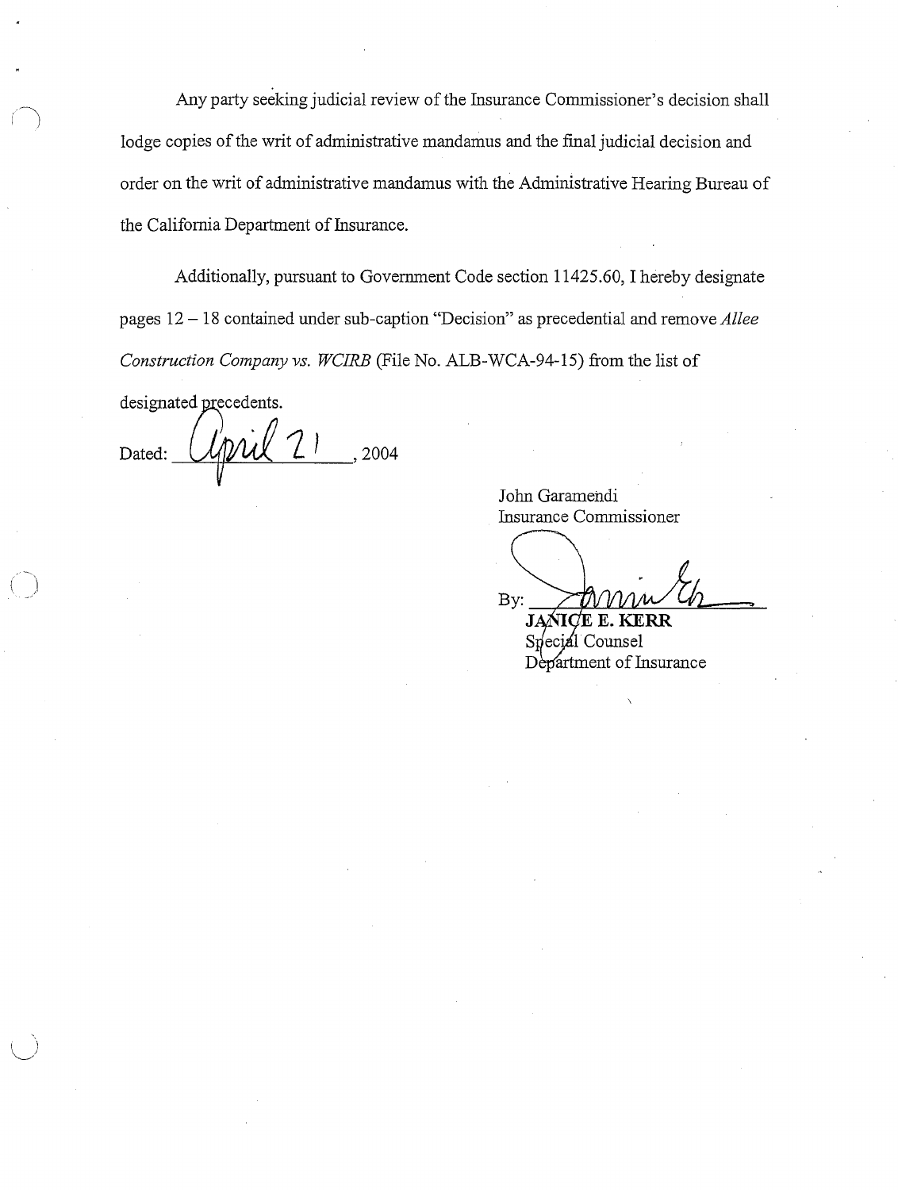Any party seeking judicial review of the Insurance Commissioner's decision shall lodge copies of the writ of administrative mandamus and the final judicial decision and order on the writ of administrative mandamus with the Administrative Hearing Bureau of the California Department of Insurance.

Additionally, pursuant to Government Code section 11425.60, I hereby designate pages 12 – 18 contained under sub-caption "Decision" as precedential and remove *Allee Construction Company vs. WCIRB* (File No. ALB-WCA-94-15) from the list of designated precedents.

Dated: April 21, 2004

John Garamendi
Insurance Commissioner

By: \_\_\_\_\_\_\_\_\_\_\_\_\_\_\_\_\_\_\_\_
**JANICE E. KERR**
Special Counsel
Department of Insurance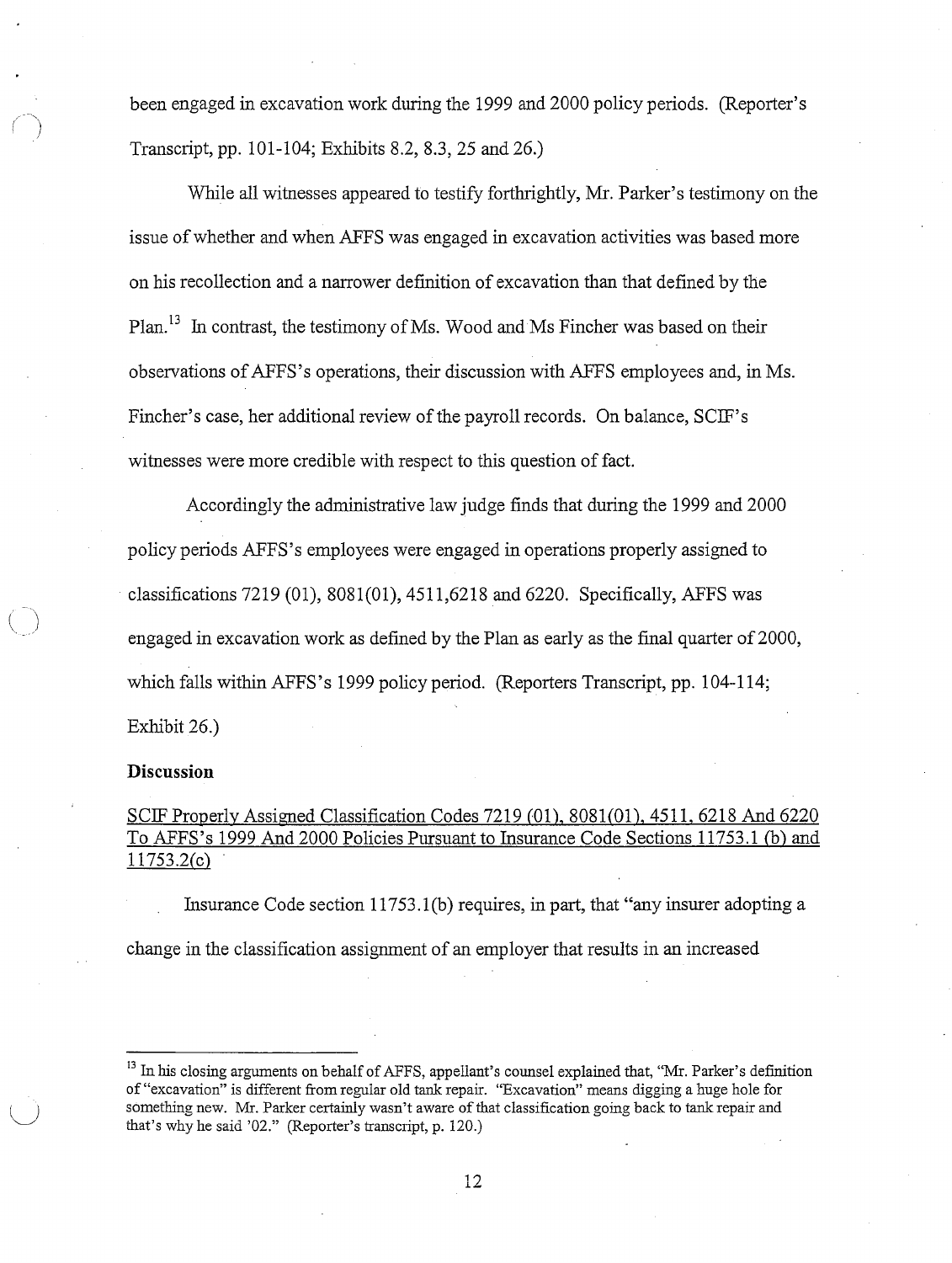been engaged in excavation work during the 1999 and 2000 policy periods. (Reporter's Transcript, pp. 101-104; Exhibits 8.2, 8.3, 25 and 26.)

While all witnesses appeared to testify forthrightly, Mr. Parker's testimony on the issue of whether and when AFFS was engaged in excavation activities was based more on his recollection and a narrower definition of excavation than that defined by the Plan.[13] In contrast, the testimony of Ms. Wood and Ms Fincher was based on their observations of AFFS's operations, their discussion with AFFS employees and, in Ms. Fincher's case, her additional review of the payroll records. On balance, SCIF's witnesses were more credible with respect to this question of fact.

Accordingly the administrative law judge finds that during the 1999 and 2000 policy periods AFFS's employees were engaged in operations properly assigned to classifications 7219 (01), 8081(01), 4511,6218 and 6220. Specifically, AFFS was engaged in excavation work as defined by the Plan as early as the final quarter of 2000, which falls within AFFS's 1999 policy period. (Reporters Transcript, pp. 104-114; Exhibit 26.)

**Discussion**

<u>SCIF Properly Assigned Classification Codes 7219 (01), 8081(01), 4511, 6218 And 6220 To AFFS's 1999 And 2000 Policies Pursuant to Insurance Code Sections 11753.1 (b) and 11753.2(c)</u>

Insurance Code section 11753.1(b) requires, in part, that "any insurer adopting a change in the classification assignment of an employer that results in an increased

---

[13] In his closing arguments on behalf of AFFS, appellant's counsel explained that, "Mr. Parker's definition of "excavation" is different from regular old tank repair. "Excavation" means digging a huge hole for something new. Mr. Parker certainly wasn't aware of that classification going back to tank repair and that's why he said '02." (Reporter's transcript, p. 120.)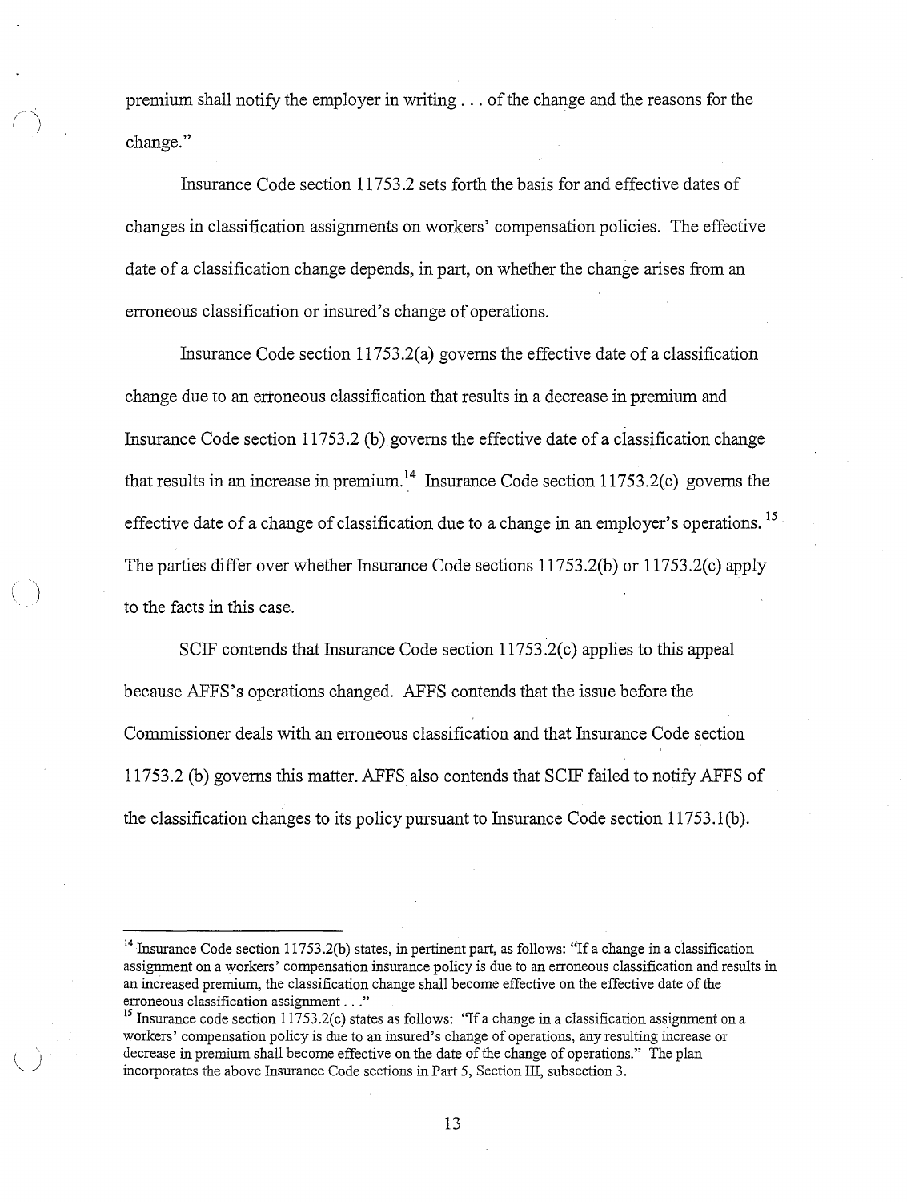premium shall notify the employer in writing . . . of the change and the reasons for the change."

Insurance Code section 11753.2 sets forth the basis for and effective dates of changes in classification assignments on workers' compensation policies. The effective date of a classification change depends, in part, on whether the change arises from an erroneous classification or insured's change of operations.

Insurance Code section 11753.2(a) governs the effective date of a classification change due to an erroneous classification that results in a decrease in premium and Insurance Code section 11753.2 (b) governs the effective date of a classification change that results in an increase in premium.[14] Insurance Code section 11753.2(c) governs the effective date of a change of classification due to a change in an employer's operations.[15] The parties differ over whether Insurance Code sections 11753.2(b) or 11753.2(c) apply to the facts in this case.

SCIF contends that Insurance Code section 11753.2(c) applies to this appeal because AFFS's operations changed. AFFS contends that the issue before the Commissioner deals with an erroneous classification and that Insurance Code section 11753.2 (b) governs this matter. AFFS also contends that SCIF failed to notify AFFS of the classification changes to its policy pursuant to Insurance Code section 11753.1(b).

---

[14] Insurance Code section 11753.2(b) states, in pertinent part, as follows: "If a change in a classification assignment on a workers' compensation policy is due to an erroneous classification and results in an increased premium, the classification change shall become effective on the effective date of the erroneous classification assignment . . ."

[15] Insurance code section 11753.2(c) states as follows: "If a change in a classification assignment on a workers' compensation policy is due to an insured's change of operations, any resulting increase or decrease in premium shall become effective on the date of the change of operations." The plan incorporates the above Insurance Code sections in Part 5, Section III, subsection 3.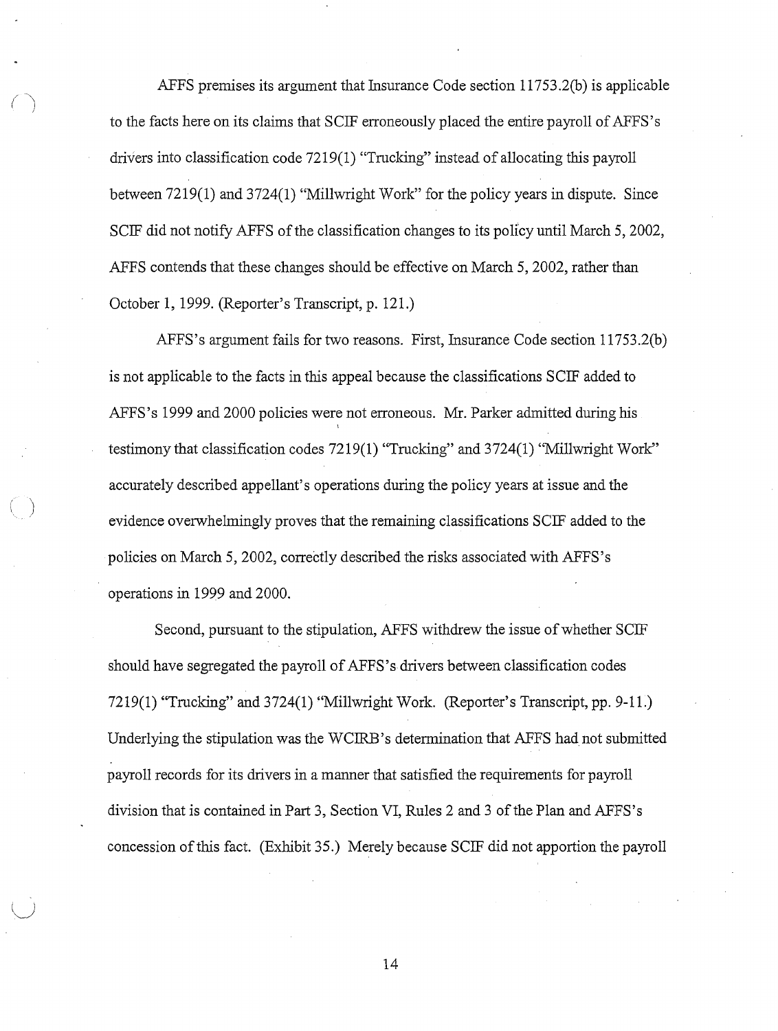AFFS premises its argument that Insurance Code section 11753.2(b) is applicable to the facts here on its claims that SCIF erroneously placed the entire payroll of AFFS's drivers into classification code 7219(1) "Trucking" instead of allocating this payroll between 7219(1) and 3724(1) "Millwright Work" for the policy years in dispute. Since SCIF did not notify AFFS of the classification changes to its policy until March 5, 2002, AFFS contends that these changes should be effective on March 5, 2002, rather than October 1, 1999. (Reporter's Transcript, p. 121.)

AFFS's argument fails for two reasons. First, Insurance Code section 11753.2(b) is not applicable to the facts in this appeal because the classifications SCIF added to AFFS's 1999 and 2000 policies were not erroneous. Mr. Parker admitted during his testimony that classification codes 7219(1) "Trucking" and 3724(1) "Millwright Work" accurately described appellant's operations during the policy years at issue and the evidence overwhelmingly proves that the remaining classifications SCIF added to the policies on March 5, 2002, correctly described the risks associated with AFFS's operations in 1999 and 2000.

Second, pursuant to the stipulation, AFFS withdrew the issue of whether SCIF should have segregated the payroll of AFFS's drivers between classification codes 7219(1) "Trucking" and 3724(1) "Millwright Work. (Reporter's Transcript, pp. 9-11.) Underlying the stipulation was the WCIRB's determination that AFFS had not submitted payroll records for its drivers in a manner that satisfied the requirements for payroll division that is contained in Part 3, Section VI, Rules 2 and 3 of the Plan and AFFS's concession of this fact. (Exhibit 35.) Merely because SCIF did not apportion the payroll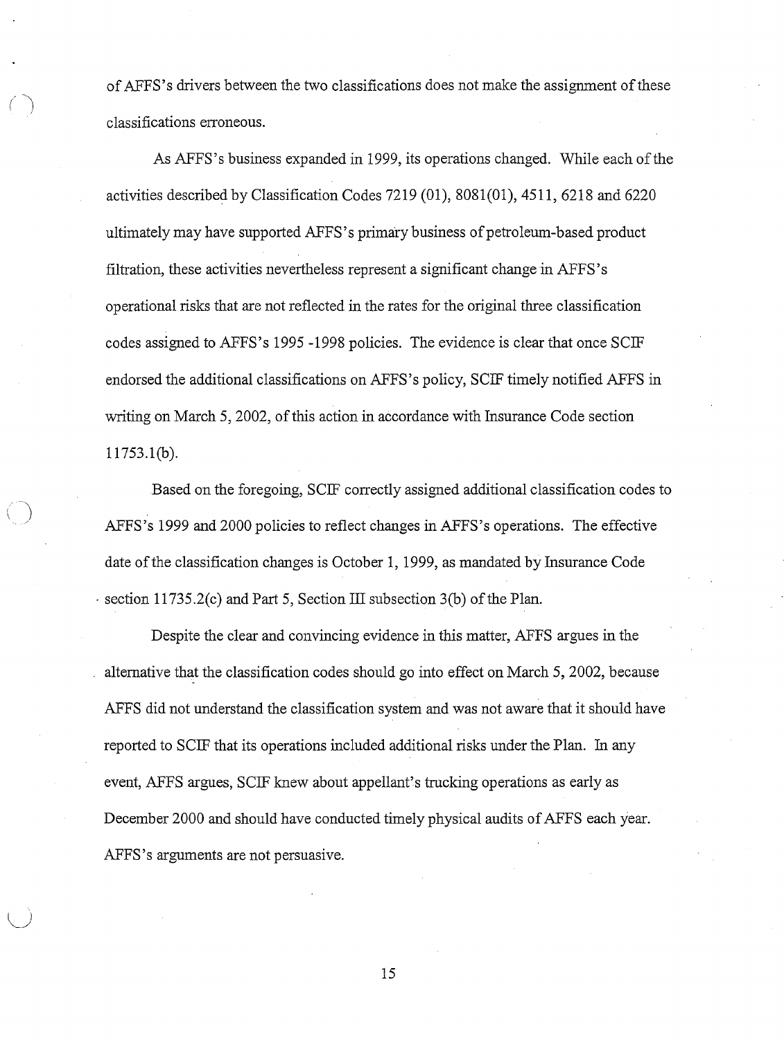of AFFS's drivers between the two classifications does not make the assignment of these classifications erroneous.

As AFFS's business expanded in 1999, its operations changed. While each of the activities described by Classification Codes 7219 (01), 8081(01), 4511, 6218 and 6220 ultimately may have supported AFFS's primary business of petroleum-based product filtration, these activities nevertheless represent a significant change in AFFS's operational risks that are not reflected in the rates for the original three classification codes assigned to AFFS's 1995 -1998 policies. The evidence is clear that once SCIF endorsed the additional classifications on AFFS's policy, SCIF timely notified AFFS in writing on March 5, 2002, of this action in accordance with Insurance Code section 11753.1(b).

Based on the foregoing, SCIF correctly assigned additional classification codes to AFFS's 1999 and 2000 policies to reflect changes in AFFS's operations. The effective date of the classification changes is October 1, 1999, as mandated by Insurance Code section 11735.2(c) and Part 5, Section III subsection 3(b) of the Plan.

Despite the clear and convincing evidence in this matter, AFFS argues in the alternative that the classification codes should go into effect on March 5, 2002, because AFFS did not understand the classification system and was not aware that it should have reported to SCIF that its operations included additional risks under the Plan. In any event, AFFS argues, SCIF knew about appellant's trucking operations as early as December 2000 and should have conducted timely physical audits of AFFS each year. AFFS's arguments are not persuasive.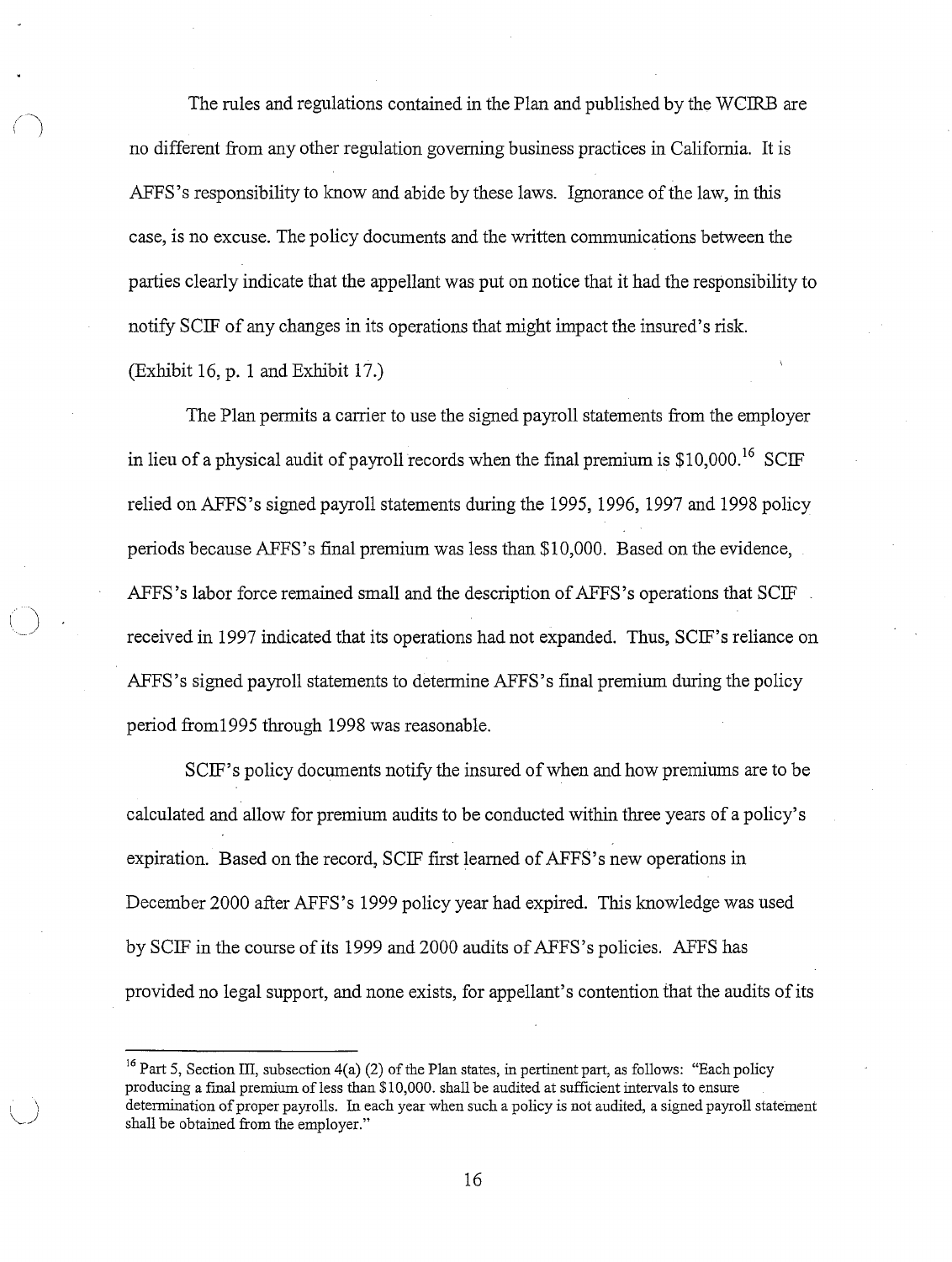The rules and regulations contained in the Plan and published by the WCIRB are no different from any other regulation governing business practices in California. It is AFFS's responsibility to know and abide by these laws. Ignorance of the law, in this case, is no excuse. The policy documents and the written communications between the parties clearly indicate that the appellant was put on notice that it had the responsibility to notify SCIF of any changes in its operations that might impact the insured's risk. (Exhibit 16, p. 1 and Exhibit 17.)

The Plan permits a carrier to use the signed payroll statements from the employer in lieu of a physical audit of payroll records when the final premium is $10,000.[16] SCIF relied on AFFS's signed payroll statements during the 1995, 1996, 1997 and 1998 policy periods because AFFS's final premium was less than $10,000. Based on the evidence, AFFS's labor force remained small and the description of AFFS's operations that SCIF received in 1997 indicated that its operations had not expanded. Thus, SCIF's reliance on AFFS's signed payroll statements to determine AFFS's final premium during the policy period from1995 through 1998 was reasonable.

SCIF's policy documents notify the insured of when and how premiums are to be calculated and allow for premium audits to be conducted within three years of a policy's expiration. Based on the record, SCIF first learned of AFFS's new operations in December 2000 after AFFS's 1999 policy year had expired. This knowledge was used by SCIF in the course of its 1999 and 2000 audits of AFFS's policies. AFFS has provided no legal support, and none exists, for appellant's contention that the audits of its

---

[16] Part 5, Section III, subsection 4(a) (2) of the Plan states, in pertinent part, as follows: "Each policy producing a final premium of less than $10,000. shall be audited at sufficient intervals to ensure determination of proper payrolls. In each year when such a policy is not audited, a signed payroll statement shall be obtained from the employer."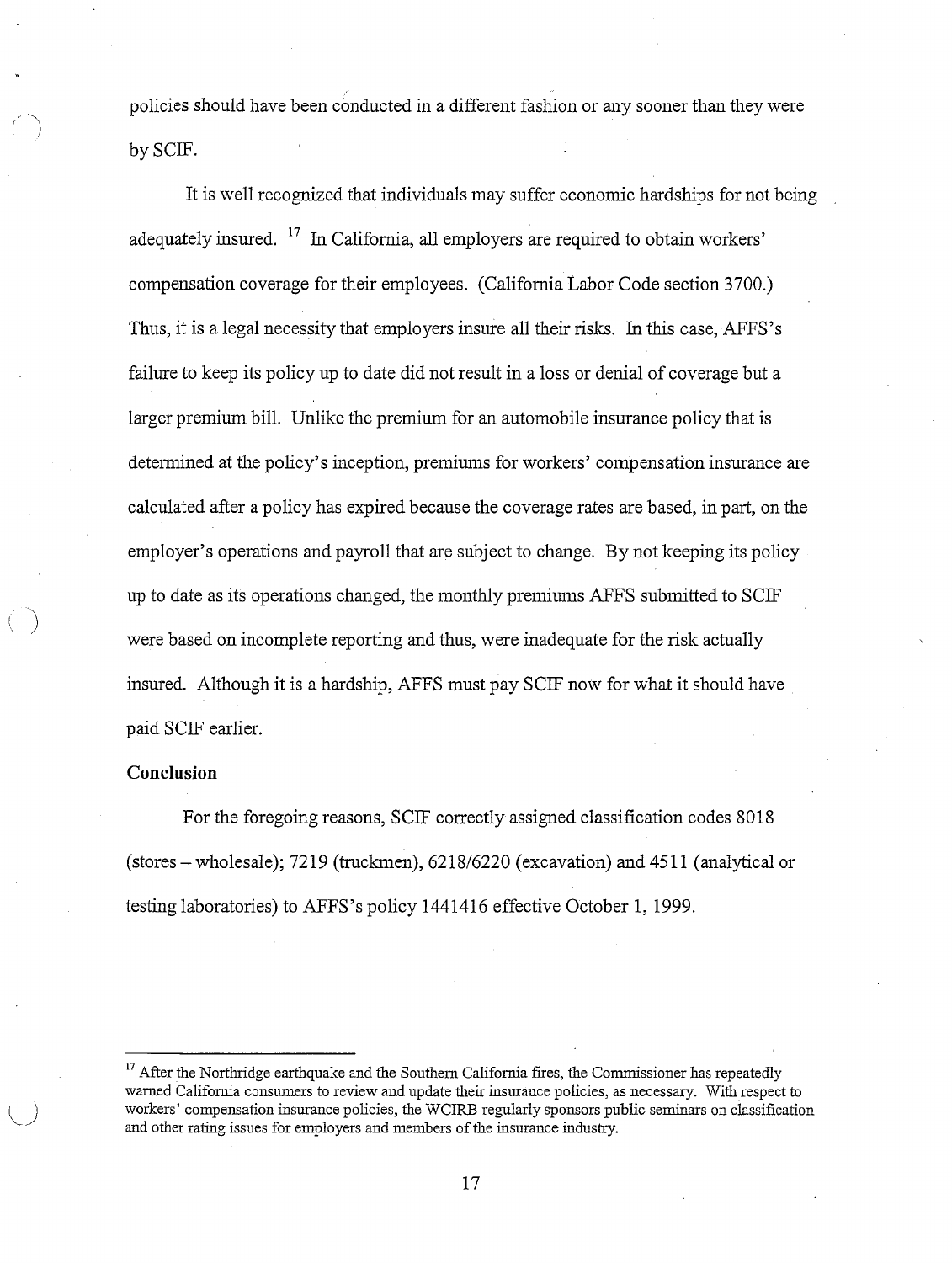policies should have been conducted in a different fashion or any sooner than they were by SCIF.

It is well recognized that individuals may suffer economic hardships for not being adequately insured. [17] In California, all employers are required to obtain workers' compensation coverage for their employees. (California Labor Code section 3700.) Thus, it is a legal necessity that employers insure all their risks. In this case, AFFS's failure to keep its policy up to date did not result in a loss or denial of coverage but a larger premium bill. Unlike the premium for an automobile insurance policy that is determined at the policy's inception, premiums for workers' compensation insurance are calculated after a policy has expired because the coverage rates are based, in part, on the employer's operations and payroll that are subject to change. By not keeping its policy up to date as its operations changed, the monthly premiums AFFS submitted to SCIF were based on incomplete reporting and thus, were inadequate for the risk actually insured. Although it is a hardship, AFFS must pay SCIF now for what it should have paid SCIF earlier.

**Conclusion**

For the foregoing reasons, SCIF correctly assigned classification codes 8018 (stores – wholesale); 7219 (truckmen), 6218/6220 (excavation) and 4511 (analytical or testing laboratories) to AFFS's policy 1441416 effective October 1, 1999.

---

[17] After the Northridge earthquake and the Southern California fires, the Commissioner has repeatedly warned California consumers to review and update their insurance policies, as necessary. With respect to workers' compensation insurance policies, the WCIRB regularly sponsors public seminars on classification and other rating issues for employers and members of the insurance industry.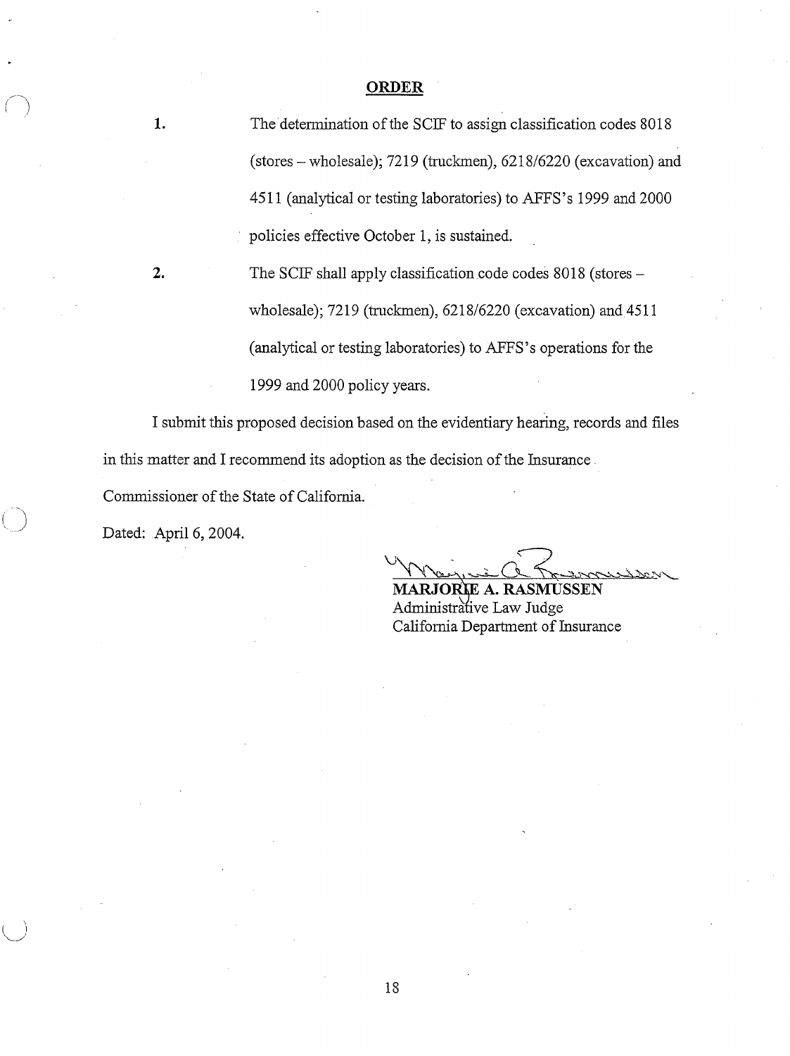## ORDER

1. The determination of the SCIF to assign classification codes 8018 (stores – wholesale); 7219 (truckmen), 6218/6220 (excavation) and 4511 (analytical or testing laboratories) to AFFS's 1999 and 2000 policies effective October 1, is sustained.

2. The SCIF shall apply classification code codes 8018 (stores – wholesale); 7219 (truckmen), 6218/6220 (excavation) and 4511 (analytical or testing laboratories) to AFFS's operations for the 1999 and 2000 policy years.

I submit this proposed decision based on the evidentiary hearing, records and files in this matter and I recommend its adoption as the decision of the Insurance Commissioner of the State of California.

Dated: April 6, 2004.

**MARJORIE A. RASMUSSEN**
Administrative Law Judge
California Department of Insurance